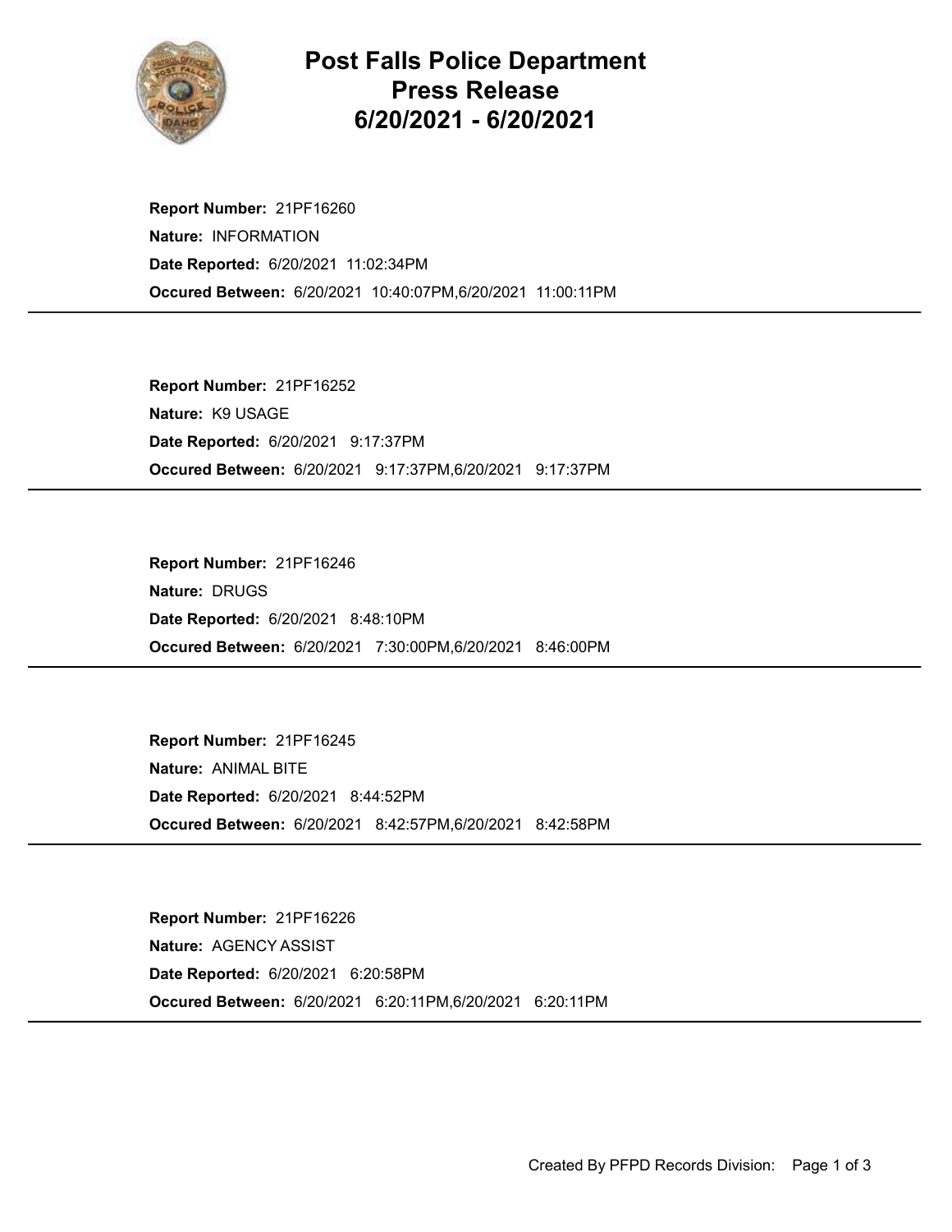# Post Falls Police Department
# Press Release
# 6/20/2021 - 6/20/2021

**Report Number:** 21PF16260
**Nature:** INFORMATION
**Date Reported:** 6/20/2021 11:02:34PM
**Occured Between:** 6/20/2021 10:40:07PM,6/20/2021 11:00:11PM

---

**Report Number:** 21PF16252
**Nature:** K9 USAGE
**Date Reported:** 6/20/2021 9:17:37PM
**Occured Between:** 6/20/2021 9:17:37PM,6/20/2021 9:17:37PM

---

**Report Number:** 21PF16246
**Nature:** DRUGS
**Date Reported:** 6/20/2021 8:48:10PM
**Occured Between:** 6/20/2021 7:30:00PM,6/20/2021 8:46:00PM

---

**Report Number:** 21PF16245
**Nature:** ANIMAL BITE
**Date Reported:** 6/20/2021 8:44:52PM
**Occured Between:** 6/20/2021 8:42:57PM,6/20/2021 8:42:58PM

---

**Report Number:** 21PF16226
**Nature:** AGENCY ASSIST
**Date Reported:** 6/20/2021 6:20:58PM
**Occured Between:** 6/20/2021 6:20:11PM,6/20/2021 6:20:11PM

---

Created By PFPD Records Division: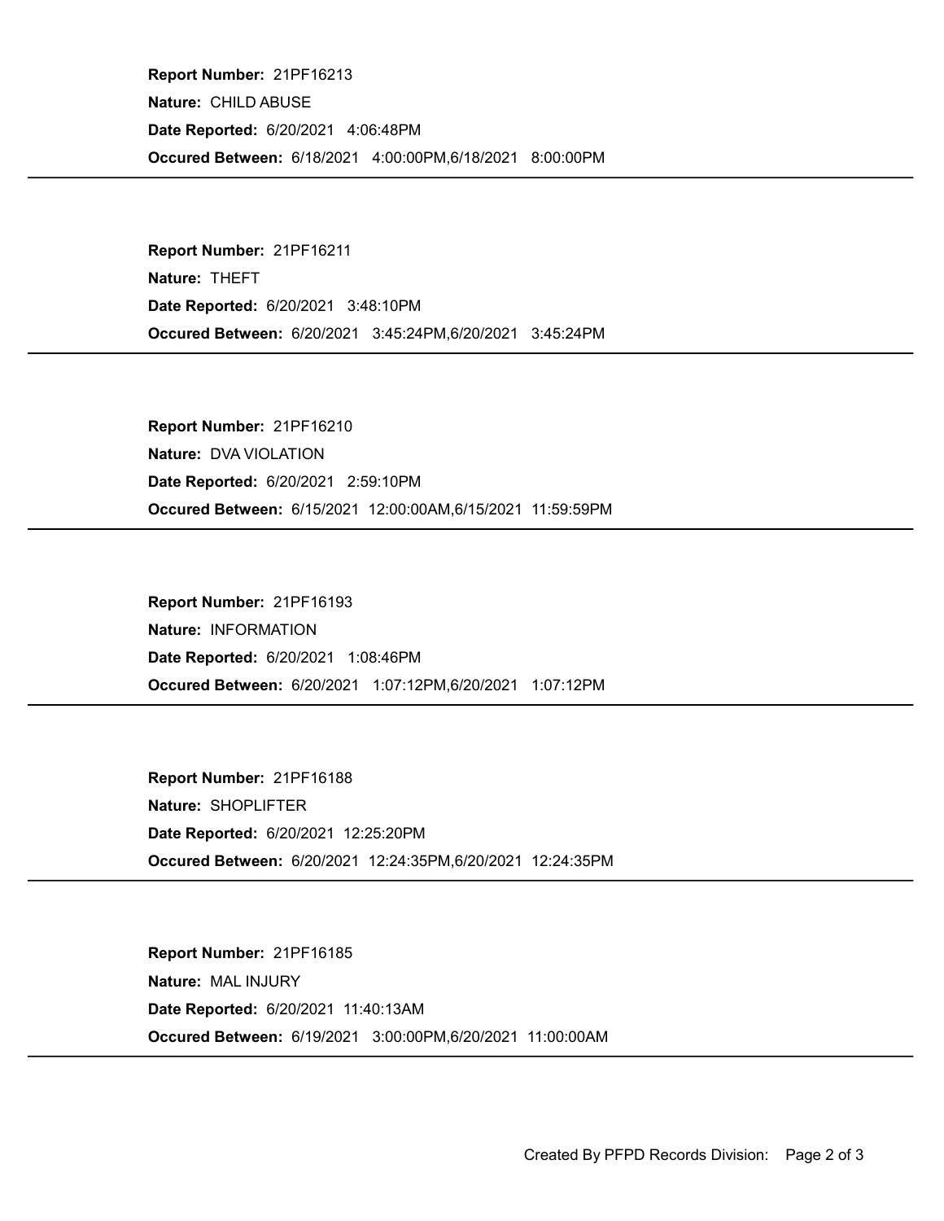**Report Number:** 21PF16213
**Nature:** CHILD ABUSE
**Date Reported:** 6/20/2021 4:06:48PM
**Occured Between:** 6/18/2021 4:00:00PM,6/18/2021 8:00:00PM

---

**Report Number:** 21PF16211
**Nature:** THEFT
**Date Reported:** 6/20/2021 3:48:10PM
**Occured Between:** 6/20/2021 3:45:24PM,6/20/2021 3:45:24PM

---

**Report Number:** 21PF16210
**Nature:** DVA VIOLATION
**Date Reported:** 6/20/2021 2:59:10PM
**Occured Between:** 6/15/2021 12:00:00AM,6/15/2021 11:59:59PM

---

**Report Number:** 21PF16193
**Nature:** INFORMATION
**Date Reported:** 6/20/2021 1:08:46PM
**Occured Between:** 6/20/2021 1:07:12PM,6/20/2021 1:07:12PM

---

**Report Number:** 21PF16188
**Nature:** SHOPLIFTER
**Date Reported:** 6/20/2021 12:25:20PM
**Occured Between:** 6/20/2021 12:24:35PM,6/20/2021 12:24:35PM

---

**Report Number:** 21PF16185
**Nature:** MAL INJURY
**Date Reported:** 6/20/2021 11:40:13AM
**Occured Between:** 6/19/2021 3:00:00PM,6/20/2021 11:00:00AM

---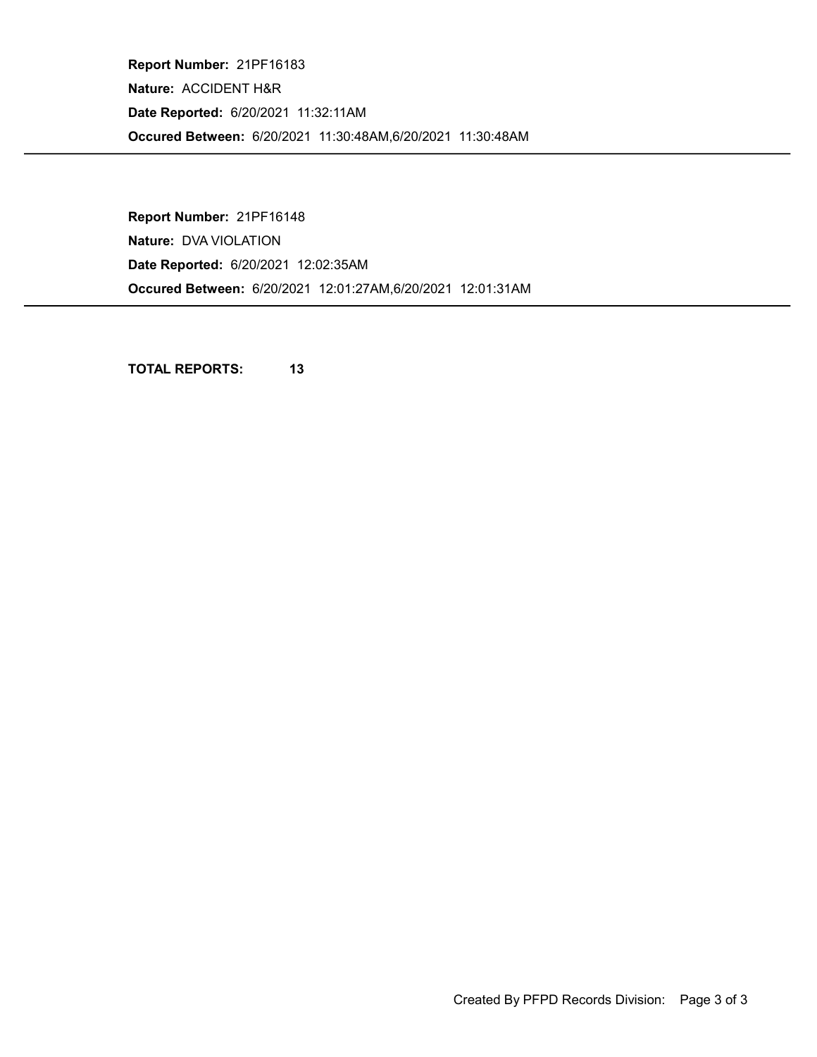**Report Number:** 21PF16183

**Nature:** ACCIDENT H&R

**Date Reported:** 6/20/2021 11:32:11AM

**Occured Between:** 6/20/2021 11:30:48AM,6/20/2021 11:30:48AM

---

**Report Number:** 21PF16148

**Nature:** DVA VIOLATION

**Date Reported:** 6/20/2021 12:02:35AM

**Occured Between:** 6/20/2021 12:01:27AM,6/20/2021 12:01:31AM

---

**TOTAL REPORTS: 13**

Created By PFPD Records Division: